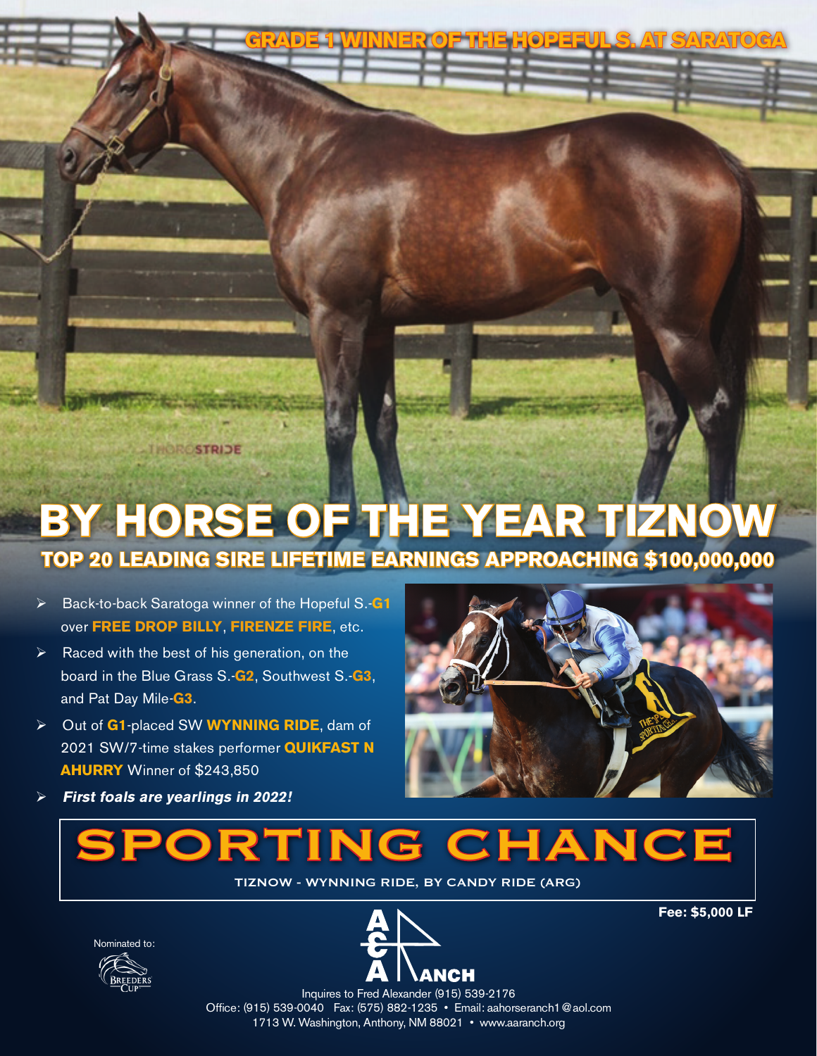GRADE 1 WINNER OF THE HOPEFUL S. AT SARATOGA

# BY HORSE OF THE YEAR TIZNOW

## TOP 20 LEADING SIRE LIFETIME EARNINGS APPROACHING $100,000,000

- Back-to-back Saratoga winner of the Hopeful S.-**G1** over **FREE DROP BILLY**, **FIRENZE FIRE**, etc.
- Raced with the best of his generation, on the board in the Blue Grass S.-**G2**, Southwest S.-**G3**, and Pat Day Mile-**G3**.
- Out of **G1**-placed SW **WYNNING RIDE**, dam of 2021 SW/7-time stakes performer **QUIKFAST N AHURRY** Winner of $243,850
- ***First foals are yearlings in 2022!***

# SPORTING CHANCE

TIZNOW - WYNNING RIDE, BY CANDY RIDE (ARG)

**Fee: $5,000 LF**

Nominated to: Breeders' Cup

AAA Ranch

Inquires to Fred Alexander (915) 539-2176
Office: (915) 539-0040 Fax: (575) 882-1235 • Email: aahorseranch1@aol.com
1713 W. Washington, Anthony, NM 88021 • www.aaranch.org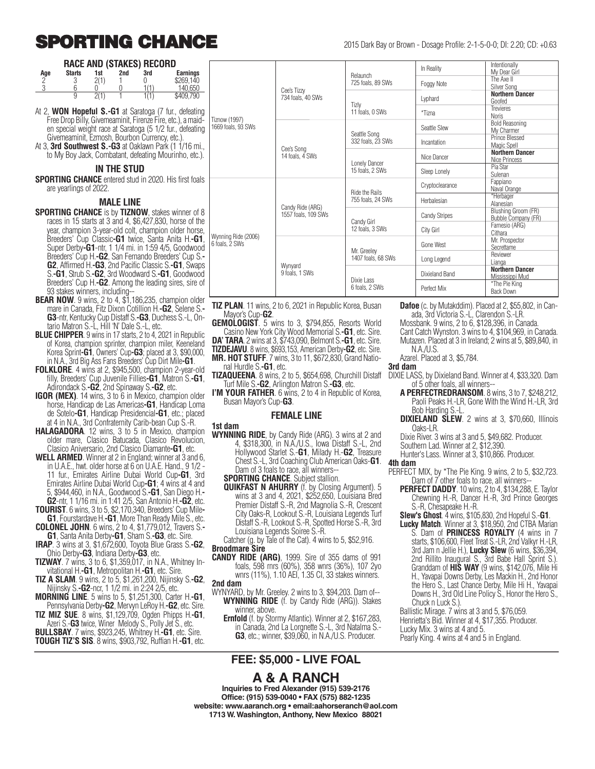# SPORTING CHANCE

2015 Dark Bay or Brown - Dosage Profile: 2-1-5-0-0; DI: 2.20; CD: +0.63

### RACE AND (STAKES) RECORD

| Age | Starts | 1st | 2nd | 3rd | Earnings |
|---|---|---|---|---|---|
| 2 | 3 | 2(1) | 1 | 0 | $269,140 |
| 3 | 6 | 0 | 0 | 1(1) | 140,650 |
| | 9 | 2(1) | 1 | 1(1) | $409,790 |

At 2, **WON Hopeful S.-G1** at Saratoga (7 fur., defeating Free Drop Billy, Givemeaminit, Firenze Fire, etc.), a maiden special weight race at Saratoga (5 1/2 fur., defeating Givemeaminit, Ezmosh, Bourbon Currency, etc.).

At 3, **3rd Southwest S.-G3** at Oaklawn Park (1 1/16 mi., to My Boy Jack, Combatant, defeating Mourinho, etc.).

| | | | | |
|---|---|---|---|---|
| Tiznow (1997) 1669 foals, 93 SWs | Cee's Tizzy 734 foals, 40 SWs | Relaunch 725 foals, 89 SWs | In Reality | Intentionally / My Dear Girl |
| | | | Foggy Note | The Axe II / Silver Song |
| | | Tizly 11 foals, 0 SWs | Lyphard | **Northern Dancer** / Goofed |
| | | | *Tizna | Trevieres / Noris |
| | Cee's Song 14 foals, 4 SWs | Seattle Song 332 foals, 23 SWs | Seattle Slew | Bold Reasoning / My Charmer |
| | | | Incantation | Prince Blessed / Magic Spell |
| | | Lonely Dancer 15 foals, 2 SWs | Nice Dancer | **Northern Dancer** / Nice Princess |
| | | | Sleep Lonely | Pia Star / Sulenan |
| Wynning Ride (2006) 6 foals, 2 SWs | Candy Ride (ARG) 1557 foals, 109 SWs | Ride the Rails 755 foals, 24 SWs | Cryptoclearance | Fappiano / Naval Orange |
| | | | Herbalesian | *Herbager / Alanesian |
| | | Candy Girl 12 foals, 3 SWs | Candy Stripes | Blushing Groom (FR) / Bubble Company (FR) |
| | | | City Girl | Farnesio (ARG) / Cithara |
| | Wynyard 9 foals, 1 SWs | Mr. Greeley 1407 foals, 68 SWs | Gone West | Mr. Prospector / Secrettame |
| | | | Long Legend | Reviewer / Lianga |
| | | Dixie Lass 6 foals, 2 SWs | Dixieland Band | **Northern Dancer** / Mississippi Mud |
| | | | Perfect Mix | *The Pie King / Back Down |

### IN THE STUD

**SPORTING CHANCE** entered stud in 2020. His first foals are yearlings of 2022.

### MALE LINE

**SPORTING CHANCE** is by **TIZNOW**, stakes winner of 8 races in 15 starts at 3 and 4, $6,427,830, horse of the year, champion 3-year-old colt, champion older horse, Breeders' Cup Classic-**G1** twice, Santa Anita H.-**G1**, Super Derby-**G1**-ntr, 1 1/4 mi. in 1:59 4/5, Goodwood Breeders' Cup H.-**G2**, San Fernando Breeders' Cup S.-**G2**, Affirmed H.-**G3**, 2nd Pacific Classic S.-**G1**, Swaps S.-**G1**, Strub S.-**G2**, 3rd Woodward S.-**G1**, Goodwood Breeders' Cup H.-**G2**. Among the leading sires, sire of 93 stakes winners, including--

**BEAR NOW**. 9 wins, 2 to 4, $1,186,235, champion older mare in Canada, Fitz Dixon Cotillion H.-**G2**, Selene S.-**G3**-ntr, Kentucky Cup Distaff S.-**G3**, Duchess S.-L, Ontario Matron S.-L, Hill 'N' Dale S.-L, etc.

**BLUE CHIPPER**. 9 wins in 17 starts, 2 to 4, 2021 in Republic of Korea, champion sprinter, champion miler, Keeneland Korea Sprint-**G1**, Owners' Cup-**G3**; placed at 3, $90,000, in N.A., 3rd Big Ass Fans Breeders' Cup Dirt Mile-**G1**.

**FOLKLORE**. 4 wins at 2, $945,500, champion 2-year-old filly, Breeders' Cup Juvenile Fillies-**G1**, Matron S.-**G1**, Adirondack S.-**G2**, 2nd Spinaway S.-**G2**, etc.

**IGOR (MEX)**. 14 wins, 3 to 6 in Mexico, champion older horse, Handicap de Las Americas-**G1**, Handicap Loma de Sotelo-**G1**, Handicap Presidencial-**G1**, etc.; placed at 4 in N.A., 3rd Confraternity Carib-bean Cup S.-R.

**HALAGADORA**. 12 wins, 3 to 5 in Mexico, champion older mare, Clasico Batucada, Clasico Revolucion, Clasico Aniversario, 2nd Clasico Diamante-**G1**, etc.

**WELL ARMED**. Winner at 2 in England; winner at 3 and 6, in U.A.E., hwt. older horse at 6 on U.A.E. Hand., 9 1/2 - 11 fur., Emirates Airline Dubai World Cup-**G1**, 3rd Emirates Airline Dubai World Cup-**G1**; 4 wins at 4 and 5, $944,460, in N.A., Goodwood S.-**G1**, San Diego H.-**G2**-ntr, 1 1/16 mi. in 1:41 2/5, San Antonio H.-**G2**, etc.

**TOURIST**. 6 wins, 3 to 5, $2,170,340, Breeders' Cup Mile-**G1**, Fourstardave H.-**G1**, More Than Ready Mile S., etc.

**COLONEL JOHN**. 6 wins, 2 to 4, $1,779,012, Travers S.-**G1**, Santa Anita Derby-**G1**, Sham S.-**G3**, etc. Sire.

**IRAP**. 3 wins at 3, $1,672,600, Toyota Blue Grass S.-**G2**, Ohio Derby-**G3**, Indiana Derby-**G3**, etc.

**TIZWAY**. 7 wins, 3 to 6, $1,359,017, in N.A., Whitney Invitational H.-**G1**, Metropolitan H.-**G1**, etc. Sire.

**TIZ A SLAM**. 9 wins, 2 to 5, $1,261,200, Nijinsky S.-**G2**, Nijinsky S.-**G2**-ncr, 1 1/2 mi. in 2:24 2/5, etc.

**MORNING LINE**. 5 wins to 5, $1,251,300, Carter H.-**G1**, Pennsylvania Derby-**G2**, Mervyn LeRoy H.-**G2**, etc. Sire.

**TIZ MIZ SUE**. 8 wins, $1,129,709, Ogden Phipps H.-**G1**, Azeri S.-**G3** twice, Winer Melody S., Polly Jet S., etc.

**BULLSBAY**. 7 wins, $923,245, Whitney H.-**G1**, etc. Sire.

**TOUGH TIZ'S SIS**. 8 wins, $903,792, Ruffian H.-**G1**, etc.

**TIZ PLAN**. 11 wins, 2 to 6, 2021 in Republic Korea, Busan Mayor's Cup-**G2**.

**GEMOLOGIST**. 5 wins to 3, $794,855, Resorts World Casino New York City Wood Memorial S.-**G1**, etc. Sire.

**DA' TARA**. 2 wins at 3, $743,090, Belmont S.-**G1**, etc. Sire.

**TIZDEJAVU**. 8 wins, $693,153, American Derby-**G2**, etc. Sire.

**MR. HOT STUFF**. 7 wins, 3 to 11, $672,830, Grand National Hurdle S.-**G1**, etc.

**TIZAQUEENA**. 8 wins, 2 to 5, $654,698, Churchill Distaff Turf Mile S.-**G2**, Arlington Matron S.-**G3**, etc.

**I'M YOUR FATHER**. 6 wins, 2 to 4 in Republic of Korea, Busan Mayor's Cup-**G3**.

### FEMALE LINE

**1st dam**

**WYNNING RIDE**, by Candy Ride (ARG). 3 wins at 2 and 4, $318,300, in N.A./U.S., Iowa Distaff S.-L, 2nd Hollywood Starlet S.-**G1**, Milady H.-**G2**, Treasure Chest S.-L, 3rd Coaching Club American Oaks-**G1**. Dam of 3 foals to race, all winners--

**SPORTING CHANCE**. Subject stallion.

**QUIKFAST N AHURRY** (f. by Closing Argument). 5 wins at 3 and 4, 2021, $252,650, Louisiana Bred Premier Distaff S.-R, 2nd Magnolia S.-R, Crescent City Oaks-R, Lookout S.-R, Louisiana Legends Turf Distaff S.-R, Lookout S.-R, Spotted Horse S.-R, 3rd Louisiana Legends Soiree S.-R.

Catcher (g. by Tale of the Cat). 4 wins to 5, $52,916.

**Broodmare Sire**

**CANDY RIDE (ARG)**, 1999. Sire of 355 dams of 991 foals, 598 rnrs (60%), 358 wnrs (36%), 107 2yo wnrs (11%), 1.10 AEI, 1.35 CI, 33 stakes winners.

**2nd dam**

WYNYARD, by Mr. Greeley. 2 wins to 3, $94,203. Dam of--

**WYNNING RIDE** (f. by Candy Ride (ARG)). Stakes winner, above.

**Ernfold** (f. by Stormy Atlantic). Winner at 2, $167,283, in Canada, 2nd La Lorgnette S.-L, 3rd Natalma S.-**G3**, etc.; winner, $39,060, in N.A./U.S. Producer.

**Dafoe** (c. by Mutakddim). Placed at 2, $55,802, in Canada, 3rd Victoria S.-L, Clarendon S.-LR.

Mossbank. 9 wins, 2 to 6, $128,396, in Canada.

Cant Catch Wynston. 3 wins to 4, $104,969, in Canada.

Mutazen. Placed at 3 in Ireland; 2 wins at 5, $89,840, in N.A./U.S.

Azarel. Placed at 3, $5,784.

**3rd dam**

DIXIE LASS, by Dixieland Band. Winner at 4, $33,320. Dam of 5 other foals, all winners--

**A PERFECTREDRANSOM**. 8 wins, 3 to 7, $248,212, Paoli Peaks H.-LR, Gone With the Wind H.-LR, 3rd Bob Harding S.-L.

**DIXIELAND SLEW**. 2 wins at 3, $70,660, Illinois Oaks-LR.

Dixie River. 3 wins at 3 and 5, $49,682. Producer.

Southern Lad. Winner at 2, $12,390.

Hunter's Lass. Winner at 3, $10,866. Producer.

**4th dam**

PERFECT MIX, by *The Pie King. 9 wins, 2 to 5, $32,723. Dam of 7 other foals to race, all winners--

**PERFECT DADDY**. 10 wins, 2 to 4, $134,288, E. Taylor Chewning H.-R, Dancer H.-R, 3rd Prince Georges S.-R, Chesapeake H.-R.

**Slew's Ghost**. 4 wins, $105,830, 2nd Hopeful S.-**G1**.

**Lucky Match**. Winner at 3, $18,950, 2nd CTBA Marian S. Dam of **PRINCESS ROYALTY** (4 wins in 7 starts, $106,600, Fleet Treat S.-LR, 2nd Valkyr H.-LR, 3rd Jam n Jellie H.), **Lucky Slew** (6 wins, $36,394, 2nd Rillito Inaugural S., 3rd Babe Hall Sprint S.). Granddam of **HIS WAY** (9 wins, $142,076, Mile Hi H., Yavapai Downs Derby, Les Mackin H., 2nd Honor the Hero S., Last Chance Derby, Mile Hi H., Yavapai Downs H., 3rd Old Line Policy S., Honor the Hero S., Chuck n Luck S.).

Ballistic Mirage. 7 wins at 3 and 5, $76,059.

Henrietta's Bid. Winner at 4, $17,355. Producer.

Lucky Mix. 3 wins at 4 and 5.

Pearly King. 4 wins at 4 and 5 in England.

## FEE: $5,000 - LIVE FOAL

## A & A RANCH

**Inquiries to Fred Alexander (915) 539-2176**
**Office: (915) 539-0040 • FAX (575) 882-1235**
**website: www.aaranch.org • email:aahorseranch@aol.com**
**1713 W. Washington, Anthony, New Mexico 88021**